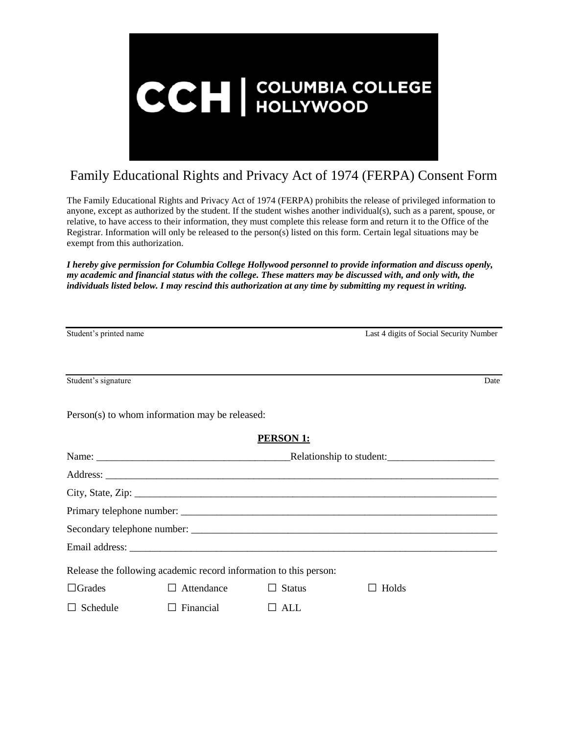CCH | COLUMBIA COLLEGE HOLLYWOOD

# Family Educational Rights and Privacy Act of 1974 (FERPA) Consent Form

The Family Educational Rights and Privacy Act of 1974 (FERPA) prohibits the release of privileged information to anyone, except as authorized by the student. If the student wishes another individual(s), such as a parent, spouse, or relative, to have access to their information, they must complete this release form and return it to the Office of the Registrar. Information will only be released to the person(s) listed on this form. Certain legal situations may be exempt from this authorization.

***I hereby give permission for Columbia College Hollywood personnel to provide information and discuss openly, my academic and financial status with the college. These matters may be discussed with, and only with, the individuals listed below. I may rescind this authorization at any time by submitting my request in writing.***

______________________________________________________________________________

Student's printed name                                                                                    Last 4 digits of Social Security Number

______________________________________________________________________________

Student's signature                                                                                                                                    Date

Person(s) to whom information may be released:

**PERSON 1:**

Name: _____________________________________Relationship to student:_____________________

Address: ______________________________________________________________________________

City, State, Zip: _________________________________________________________________________

Primary telephone number: _________________________________________________________________

Secondary telephone number: _______________________________________________________________

Email address: ___________________________________________________________________________

Release the following academic record information to this person:

☐Grades ☐ Attendance ☐ Status ☐ Holds

☐ Schedule ☐ Financial ☐ ALL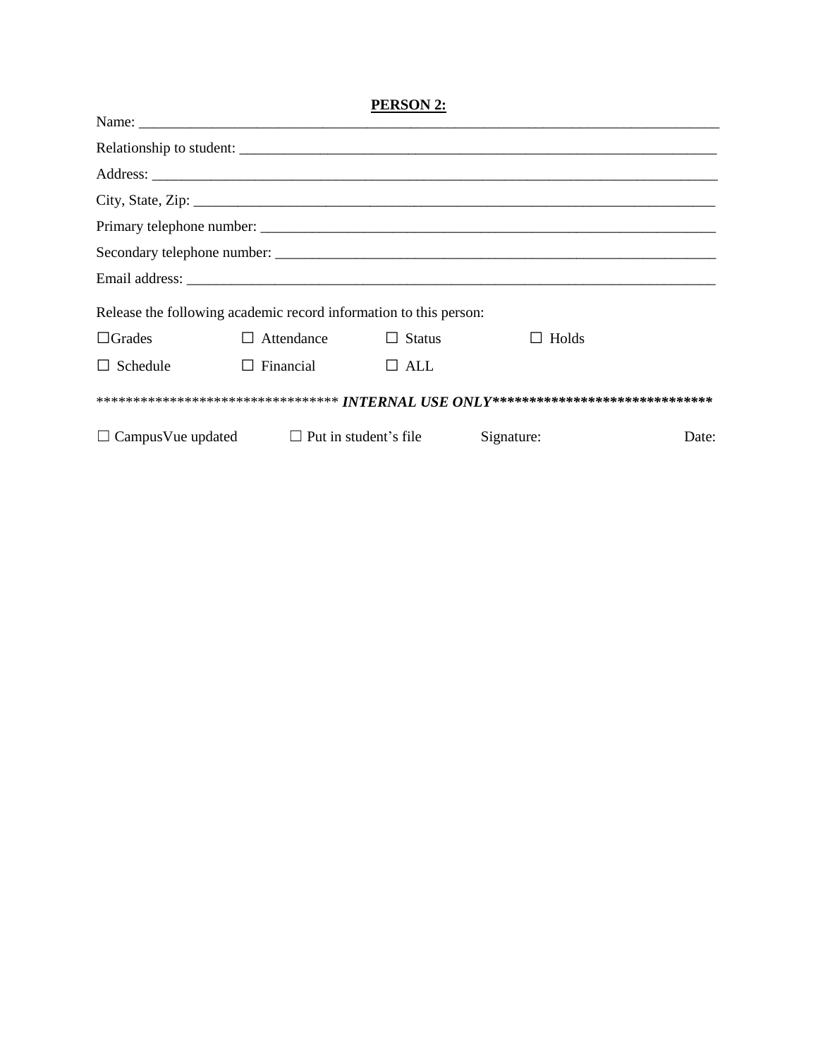**PERSON 2:**

Name: ___________________________________________________________________________

Relationship to student: __________________________________________________________

Address: _________________________________________________________________________

City, State, Zip: ____________________________________________________________________

Primary telephone number: _________________________________________________________

Secondary telephone number: _______________________________________________________

Email address: ______________________________________________________________________

Release the following academic record information to this person:

| | | | |
|---|---|---|---|
| ☐Grades | ☐ Attendance | ☐ Status | ☐ Holds |
| ☐ Schedule | ☐ Financial | ☐ ALL | |

********************************* ***INTERNAL USE ONLY******************************

☐ CampusVue updated ☐ Put in student's file Signature: Date: